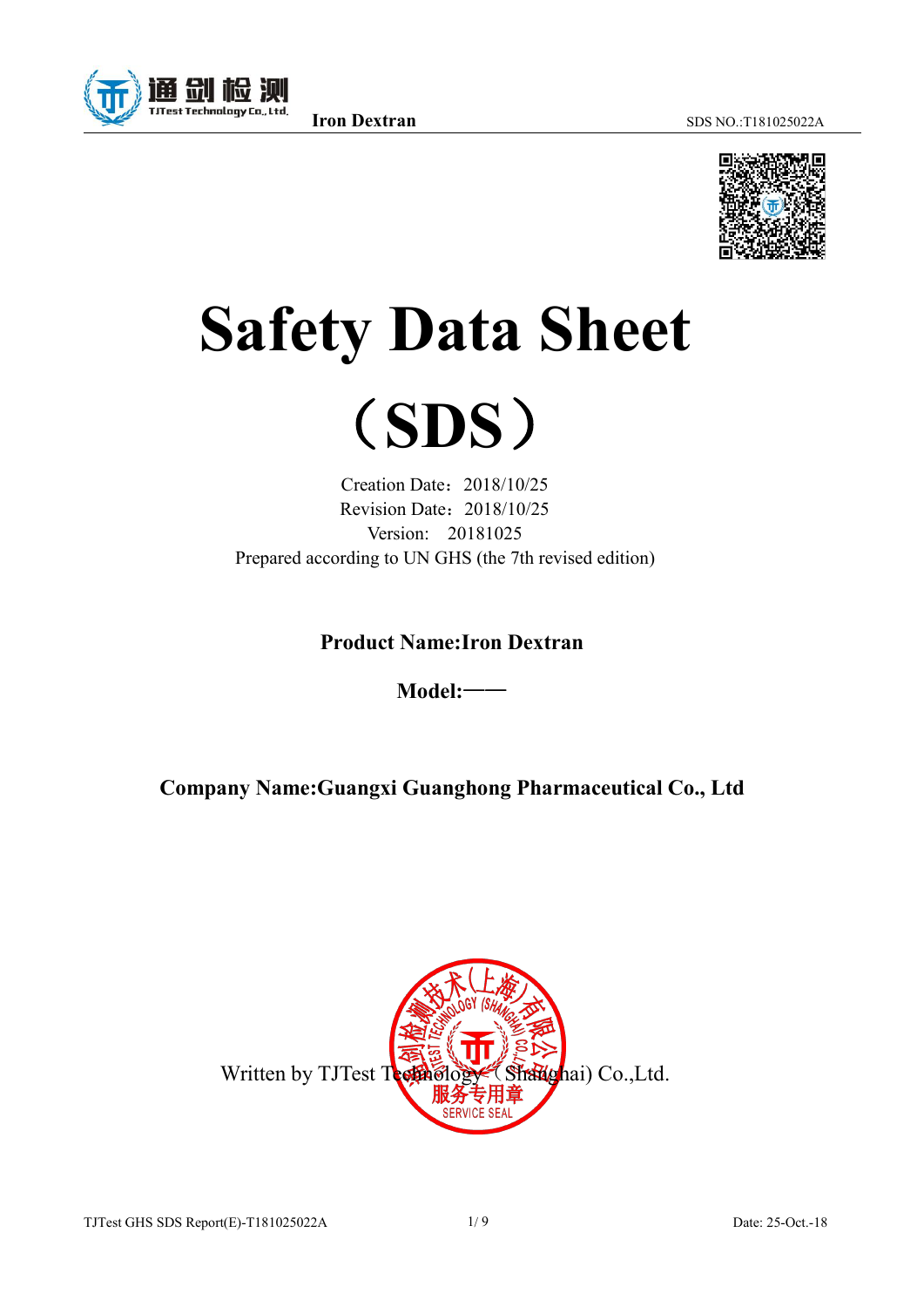# Safety Data Sheet

# （SDS）

Creation Date：2018/10/25
Revision Date：2018/10/25
Version: 20181025
Prepared according to UN GHS (the 7th revised edition)

**Product Name:Iron Dextran**

**Model:——**

**Company Name:Guangxi Guanghong Pharmaceutical Co., Ltd**

Written by TJTest Technology（Shanghai) Co.,Ltd.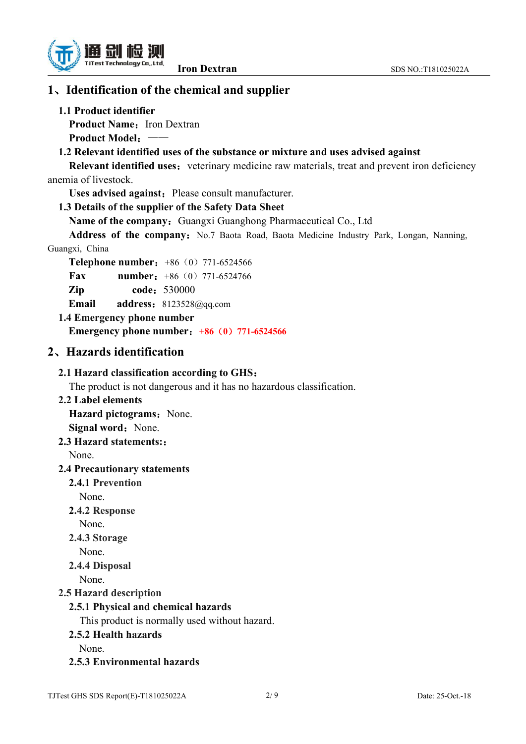# 1、Identification of the chemical and supplier

## 1.1 Product identifier

**Product Name：** Iron Dextran

**Product Model：** ——

## 1.2 Relevant identified uses of the substance or mixture and uses advised against

**Relevant identified uses：** veterinary medicine raw materials, treat and prevent iron deficiency anemia of livestock.

**Uses advised against：** Please consult manufacturer.

## 1.3 Details of the supplier of the Safety Data Sheet

**Name of the company：** Guangxi Guanghong Pharmaceutical Co., Ltd

**Address of the company：** No.7 Baota Road, Baota Medicine Industry Park, Longan, Nanning, Guangxi, China

**Telephone number：** +86（0）771-6524566

**Fax number：** +86（0）771-6524766

**Zip code：** 530000

**Email address：** 8123528@qq.com

## 1.4 Emergency phone number

**Emergency phone number：** **+86（0）771-6524566**

# 2、Hazards identification

## 2.1 Hazard classification according to GHS：

The product is not dangerous and it has no hazardous classification.

## 2.2 Label elements

**Hazard pictograms：** None.

**Signal word：** None.

## 2.3 Hazard statements:：

None.

## 2.4 Precautionary statements

### 2.4.1 Prevention

None.

### 2.4.2 Response

None.

### 2.4.3 Storage

None.

### 2.4.4 Disposal

None.

## 2.5 Hazard description

### 2.5.1 Physical and chemical hazards

This product is normally used without hazard.

### 2.5.2 Health hazards

None.

### 2.5.3 Environmental hazards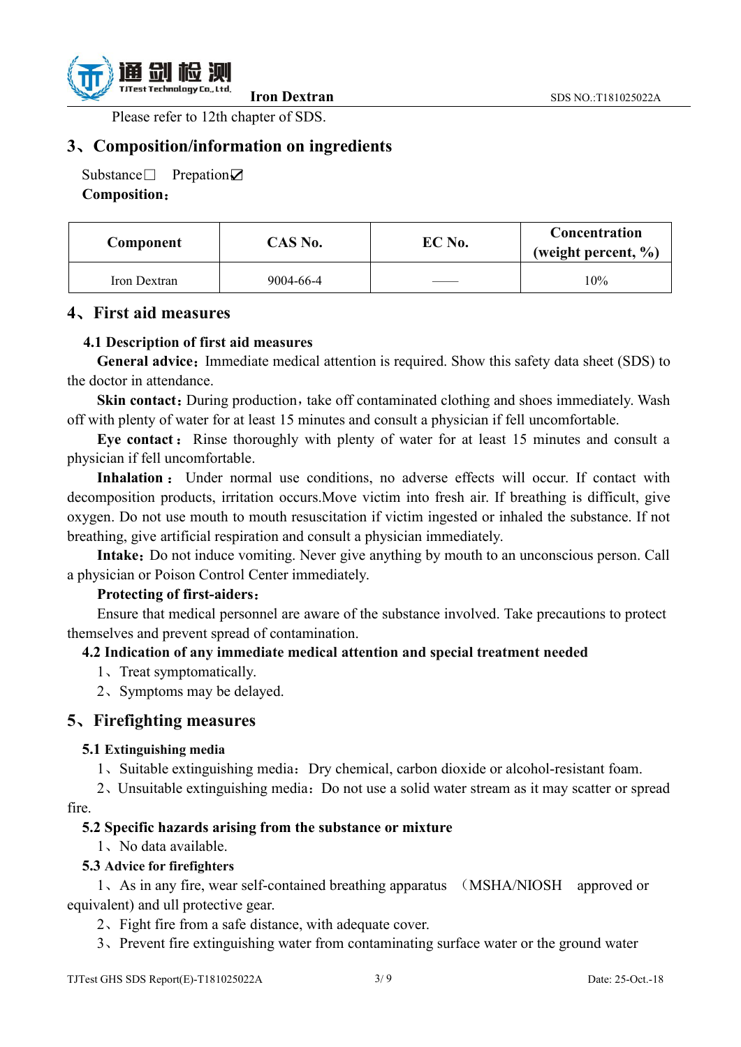Please refer to 12th chapter of SDS.

## 3、Composition/information on ingredients

Substance□ Prepation☑

**Composition：**

| Component | CAS No. | EC No. | Concentration (weight percent, %) |
|---|---|---|---|
| Iron Dextran | 9004-66-4 | —— | 10% |

## 4、First aid measures

### 4.1 Description of first aid measures

**General advice：**Immediate medical attention is required. Show this safety data sheet (SDS) to the doctor in attendance.

**Skin contact：**During production，take off contaminated clothing and shoes immediately. Wash off with plenty of water for at least 15 minutes and consult a physician if fell uncomfortable.

**Eye contact：** Rinse thoroughly with plenty of water for at least 15 minutes and consult a physician if fell uncomfortable.

**Inhalation：** Under normal use conditions, no adverse effects will occur. If contact with decomposition products, irritation occurs.Move victim into fresh air. If breathing is difficult, give oxygen. Do not use mouth to mouth resuscitation if victim ingested or inhaled the substance. If not breathing, give artificial respiration and consult a physician immediately.

**Intake：**Do not induce vomiting. Never give anything by mouth to an unconscious person. Call a physician or Poison Control Center immediately.

**Protecting of first-aiders：**

Ensure that medical personnel are aware of the substance involved. Take precautions to protect themselves and prevent spread of contamination.

### 4.2 Indication of any immediate medical attention and special treatment needed

1、Treat symptomatically.

2、Symptoms may be delayed.

## 5、Firefighting measures

### 5.1 Extinguishing media

1、Suitable extinguishing media：Dry chemical, carbon dioxide or alcohol-resistant foam.

2、Unsuitable extinguishing media：Do not use a solid water stream as it may scatter or spread fire.

### 5.2 Specific hazards arising from the substance or mixture

1、No data available.

### 5.3 Advice for firefighters

1、As in any fire, wear self-contained breathing apparatus （MSHA/NIOSH approved or equivalent) and ull protective gear.

2、Fight fire from a safe distance, with adequate cover.

3、Prevent fire extinguishing water from contaminating surface water or the ground water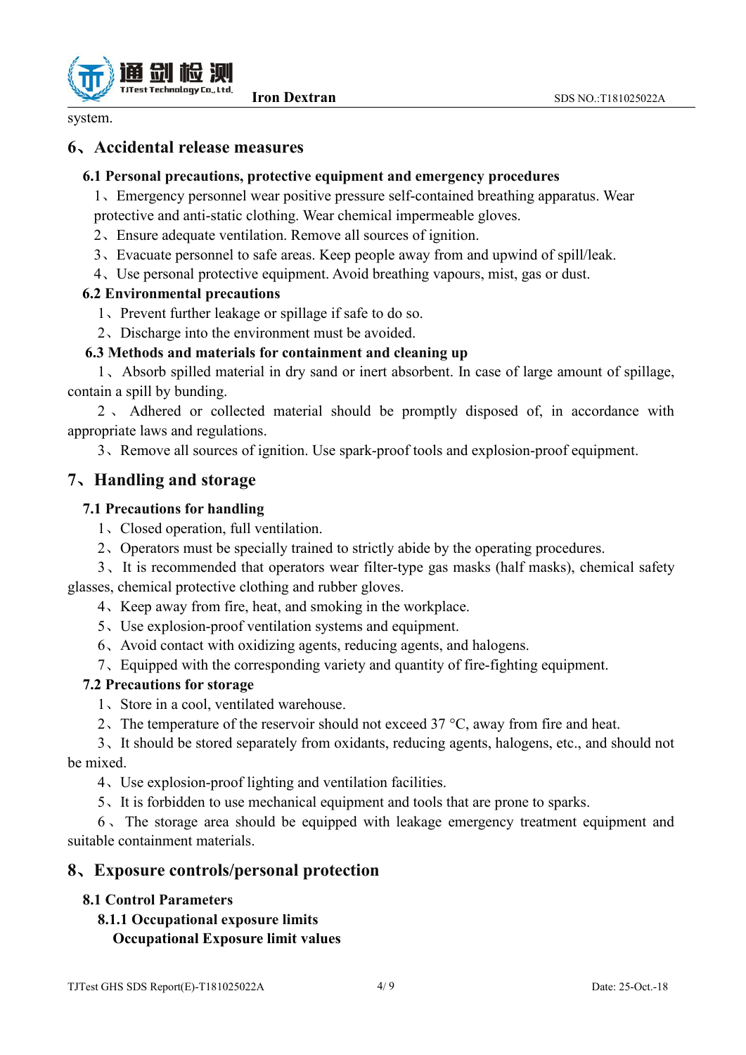system.

## 6、Accidental release measures

### 6.1 Personal precautions, protective equipment and emergency procedures

1、Emergency personnel wear positive pressure self-contained breathing apparatus. Wear protective and anti-static clothing. Wear chemical impermeable gloves.

2、Ensure adequate ventilation. Remove all sources of ignition.

3、Evacuate personnel to safe areas. Keep people away from and upwind of spill/leak.

4、Use personal protective equipment. Avoid breathing vapours, mist, gas or dust.

### 6.2 Environmental precautions

1、Prevent further leakage or spillage if safe to do so.

2、Discharge into the environment must be avoided.

### 6.3 Methods and materials for containment and cleaning up

1、Absorb spilled material in dry sand or inert absorbent. In case of large amount of spillage, contain a spill by bunding.

2、Adhered or collected material should be promptly disposed of, in accordance with appropriate laws and regulations.

3、Remove all sources of ignition. Use spark-proof tools and explosion-proof equipment.

## 7、Handling and storage

### 7.1 Precautions for handling

1、Closed operation, full ventilation.

2、Operators must be specially trained to strictly abide by the operating procedures.

3、It is recommended that operators wear filter-type gas masks (half masks), chemical safety glasses, chemical protective clothing and rubber gloves.

4、Keep away from fire, heat, and smoking in the workplace.

5、Use explosion-proof ventilation systems and equipment.

6、Avoid contact with oxidizing agents, reducing agents, and halogens.

7、Equipped with the corresponding variety and quantity of fire-fighting equipment.

### 7.2 Precautions for storage

1、Store in a cool, ventilated warehouse.

2、The temperature of the reservoir should not exceed 37 °C, away from fire and heat.

3、It should be stored separately from oxidants, reducing agents, halogens, etc., and should not be mixed.

4、Use explosion-proof lighting and ventilation facilities.

5、It is forbidden to use mechanical equipment and tools that are prone to sparks.

6、The storage area should be equipped with leakage emergency treatment equipment and suitable containment materials.

## 8、Exposure controls/personal protection

### 8.1 Control Parameters

#### 8.1.1 Occupational exposure limits

**Occupational Exposure limit values**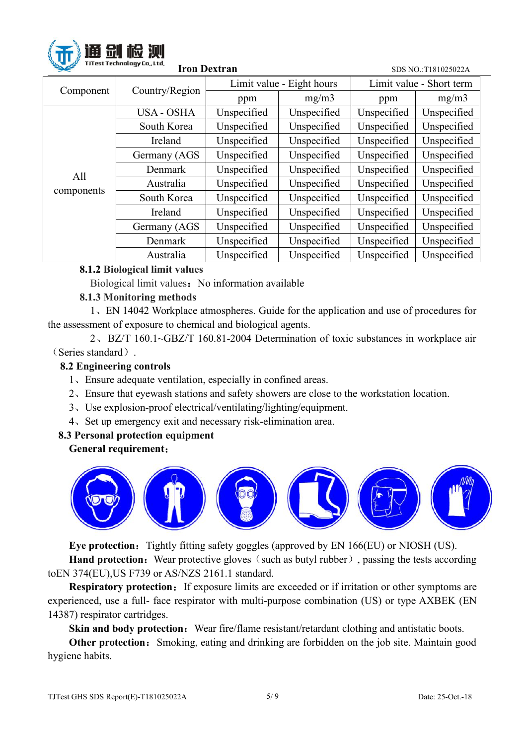| Component | Country/Region | Limit value - Eight hours | | Limit value - Short term | |
|---|---|---|---|---|---|
| | | ppm | mg/m3 | ppm | mg/m3 |
| All components | USA - OSHA | Unspecified | Unspecified | Unspecified | Unspecified |
| | South Korea | Unspecified | Unspecified | Unspecified | Unspecified |
| | Ireland | Unspecified | Unspecified | Unspecified | Unspecified |
| | Germany (AGS | Unspecified | Unspecified | Unspecified | Unspecified |
| | Denmark | Unspecified | Unspecified | Unspecified | Unspecified |
| | Australia | Unspecified | Unspecified | Unspecified | Unspecified |
| | South Korea | Unspecified | Unspecified | Unspecified | Unspecified |
| | Ireland | Unspecified | Unspecified | Unspecified | Unspecified |
| | Germany (AGS | Unspecified | Unspecified | Unspecified | Unspecified |
| | Denmark | Unspecified | Unspecified | Unspecified | Unspecified |
| | Australia | Unspecified | Unspecified | Unspecified | Unspecified |

**8.1.2 Biological limit values**

Biological limit values：No information available

**8.1.3 Monitoring methods**

1、EN 14042 Workplace atmospheres. Guide for the application and use of procedures for the assessment of exposure to chemical and biological agents.

2、BZ/T 160.1~GBZ/T 160.81-2004 Determination of toxic substances in workplace air（Series standard）.

**8.2 Engineering controls**

1、Ensure adequate ventilation, especially in confined areas.
2、Ensure that eyewash stations and safety showers are close to the workstation location.
3、Use explosion-proof electrical/ventilating/lighting/equipment.
4、Set up emergency exit and necessary risk-elimination area.

**8.3 Personal protection equipment**

**General requirement：**

**Eye protection：** Tightly fitting safety goggles (approved by EN 166(EU) or NIOSH (US).

**Hand protection：** Wear protective gloves（such as butyl rubber）, passing the tests according toEN 374(EU),US F739 or AS/NZS 2161.1 standard.

**Respiratory protection：** If exposure limits are exceeded or if irritation or other symptoms are experienced, use a full- face respirator with multi-purpose combination (US) or type AXBEK (EN 14387) respirator cartridges.

**Skin and body protection：** Wear fire/flame resistant/retardant clothing and antistatic boots.

**Other protection：** Smoking, eating and drinking are forbidden on the job site. Maintain good hygiene habits.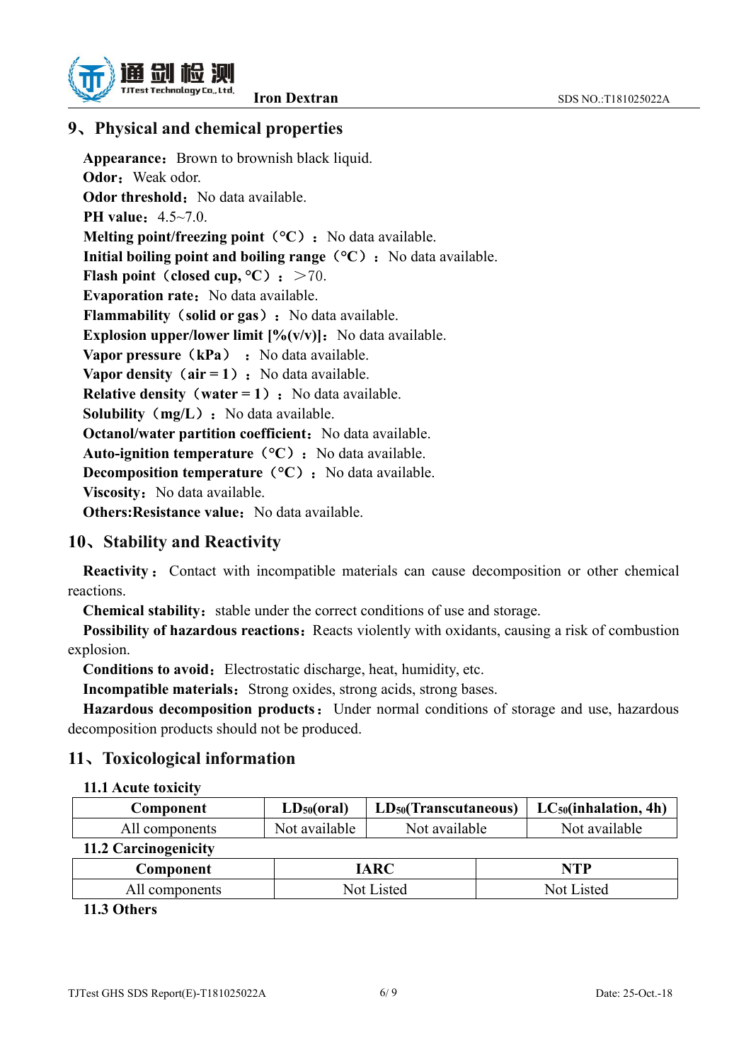## 9、Physical and chemical properties

**Appearance**：Brown to brownish black liquid.

**Odor**：Weak odor.

**Odor threshold**：No data available.

**PH value**：4.5~7.0.

**Melting point/freezing point（°C）**：No data available.

**Initial boiling point and boiling range（°C）**：No data available.

**Flash point（closed cup, °C）**：＞70.

**Evaporation rate**：No data available.

**Flammability（solid or gas）**：No data available.

**Explosion upper/lower limit [%(v/v)]**：No data available.

**Vapor pressure（kPa）**：No data available.

**Vapor density（air = 1）**：No data available.

**Relative density（water = 1）**：No data available.

**Solubility（mg/L）**：No data available.

**Octanol/water partition coefficient**：No data available.

**Auto-ignition temperature（°C）**：No data available.

**Decomposition temperature（°C）**：No data available.

**Viscosity**：No data available.

**Others:Resistance value**：No data available.

## 10、Stability and Reactivity

**Reactivity**：Contact with incompatible materials can cause decomposition or other chemical reactions.

**Chemical stability**：stable under the correct conditions of use and storage.

**Possibility of hazardous reactions**：Reacts violently with oxidants, causing a risk of combustion explosion.

**Conditions to avoid**：Electrostatic discharge, heat, humidity, etc.

**Incompatible materials**：Strong oxides, strong acids, strong bases.

**Hazardous decomposition products**：Under normal conditions of storage and use, hazardous decomposition products should not be produced.

## 11、Toxicological information

### 11.1 Acute toxicity

| Component | $LD_{50}$(oral) | $LD_{50}$(Transcutaneous) | $LC_{50}$(inhalation, 4h) |
|---|---|---|---|
| All components | Not available | Not available | Not available |

### 11.2 Carcinogenicity

| Component | IARC | NTP |
|---|---|---|
| All components | Not Listed | Not Listed |

### 11.3 Others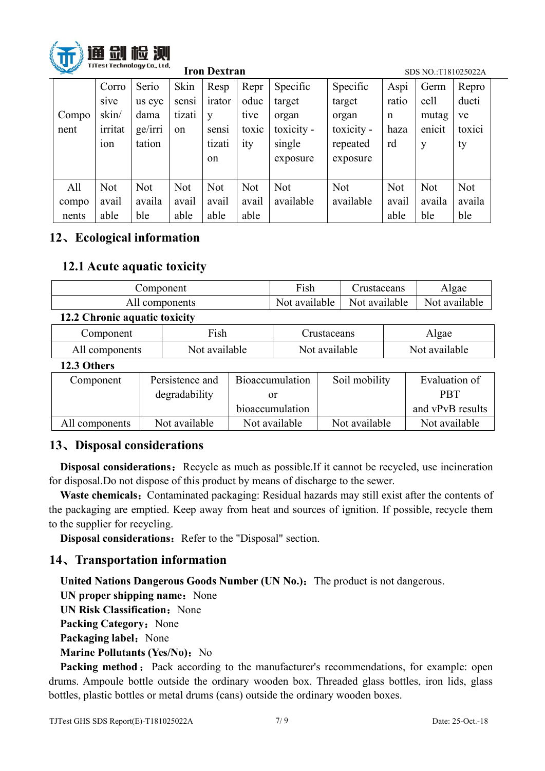| Component | Corrosive skin/ irritation | Serious eye damage/irritation | Skin sensitization | Respiratory sensitization | Reproductive toxicity | Specific target organ toxicity - single exposure | Specific target organ toxicity - repeated exposure | Aspiration hazard | Germ cell mutagenicity | Reproductive toxicity |
|---|---|---|---|---|---|---|---|---|---|---|
| All components | Not available | Not available | Not available | Not available | Not available | Not available | Not available | Not available | Not available | Not available |

## 12、Ecological information

### 12.1 Acute aquatic toxicity

| Component | Fish | Crustaceans | Algae |
|---|---|---|---|
| All components | Not available | Not available | Not available |

**12.2 Chronic aquatic toxicity**

| Component | Fish | Crustaceans | Algae |
|---|---|---|---|
| All components | Not available | Not available | Not available |

**12.3 Others**

| Component | Persistence and degradability | Bioaccumulation or bioaccumulation | Soil mobility | Evaluation of PBT and vPvB results |
|---|---|---|---|---|
| All components | Not available | Not available | Not available | Not available |

## 13、Disposal considerations

**Disposal considerations：** Recycle as much as possible.If it cannot be recycled, use incineration for disposal.Do not dispose of this product by means of discharge to the sewer.

**Waste chemicals：** Contaminated packaging: Residual hazards may still exist after the contents of the packaging are emptied. Keep away from heat and sources of ignition. If possible, recycle them to the supplier for recycling.

**Disposal considerations：** Refer to the "Disposal" section.

## 14、Transportation information

**United Nations Dangerous Goods Number (UN No.)：** The product is not dangerous.

**UN proper shipping name：** None

**UN Risk Classification：** None

**Packing Category：** None

**Packaging label：** None

**Marine Pollutants (Yes/No)：** No

**Packing method：** Pack according to the manufacturer's recommendations, for example: open drums. Ampoule bottle outside the ordinary wooden box. Threaded glass bottles, iron lids, glass bottles, plastic bottles or metal drums (cans) outside the ordinary wooden boxes.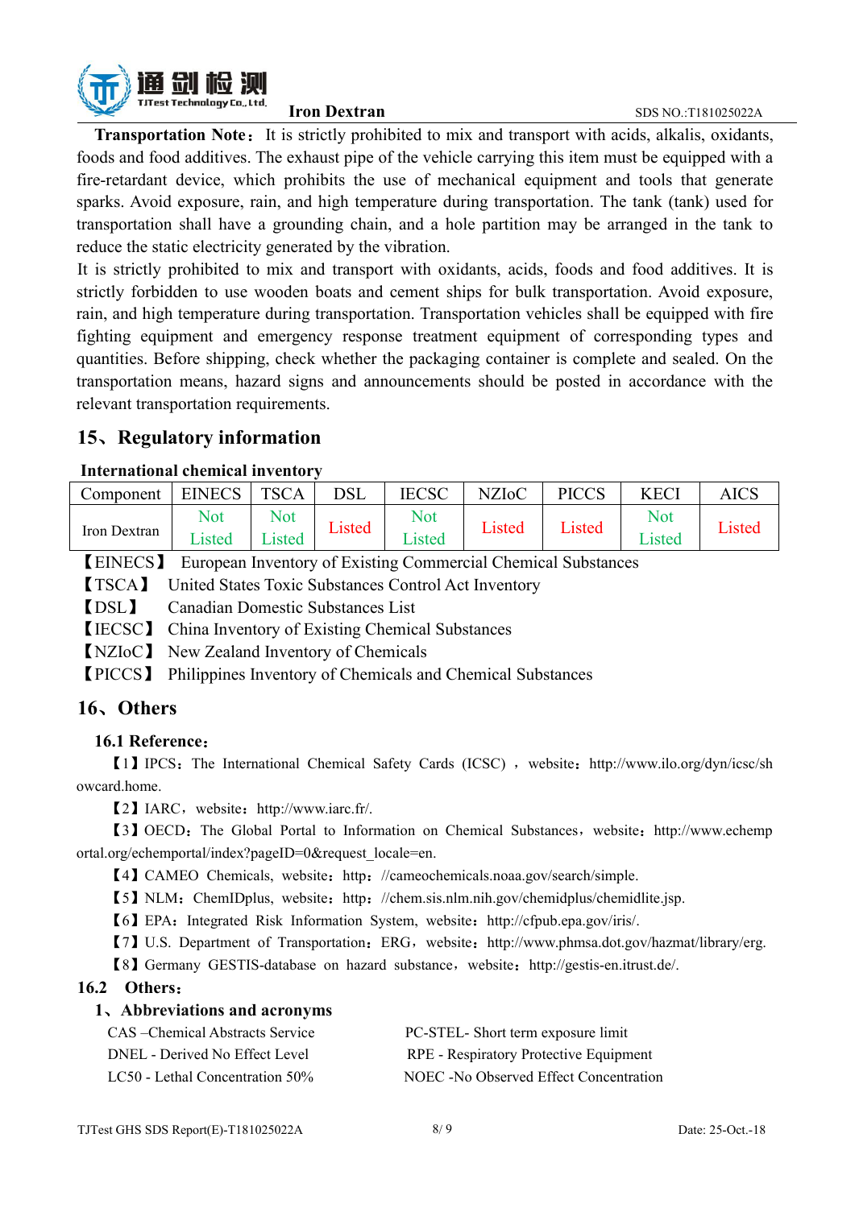**Transportation Note**: It is strictly prohibited to mix and transport with acids, alkalis, oxidants, foods and food additives. The exhaust pipe of the vehicle carrying this item must be equipped with a fire-retardant device, which prohibits the use of mechanical equipment and tools that generate sparks. Avoid exposure, rain, and high temperature during transportation. The tank (tank) used for transportation shall have a grounding chain, and a hole partition may be arranged in the tank to reduce the static electricity generated by the vibration.

It is strictly prohibited to mix and transport with oxidants, acids, foods and food additives. It is strictly forbidden to use wooden boats and cement ships for bulk transportation. Avoid exposure, rain, and high temperature during transportation. Transportation vehicles shall be equipped with fire fighting equipment and emergency response treatment equipment of corresponding types and quantities. Before shipping, check whether the packaging container is complete and sealed. On the transportation means, hazard signs and announcements should be posted in accordance with the relevant transportation requirements.

## 15、Regulatory information

**International chemical inventory**

| Component | EINECS | TSCA | DSL | IECSC | NZIoC | PICCS | KECI | AICS |
|---|---|---|---|---|---|---|---|---|
| Iron Dextran | Not Listed | Not Listed | Listed | Not Listed | Listed | Listed | Not Listed | Listed |

【EINECS】 European Inventory of Existing Commercial Chemical Substances
【TSCA】 United States Toxic Substances Control Act Inventory
【DSL】 Canadian Domestic Substances List
【IECSC】 China Inventory of Existing Chemical Substances
【NZIoC】 New Zealand Inventory of Chemicals
【PICCS】 Philippines Inventory of Chemicals and Chemical Substances

## 16、Others

### 16.1 Reference：

【1】IPCS：The International Chemical Safety Cards (ICSC)，website：http://www.ilo.org/dyn/icsc/showcard.home.

【2】IARC，website：http://www.iarc.fr/.

【3】OECD：The Global Portal to Information on Chemical Substances，website：http://www.echemportal.org/echemportal/index?pageID=0&request_locale=en.

【4】CAMEO Chemicals, website：http：//cameochemicals.noaa.gov/search/simple.

【5】NLM：ChemIDplus, website：http：//chem.sis.nlm.nih.gov/chemidplus/chemidlite.jsp.

【6】EPA：Integrated Risk Information System, website：http://cfpub.epa.gov/iris/.

【7】U.S. Department of Transportation：ERG，website：http://www.phmsa.dot.gov/hazmat/library/erg.

【8】Germany GESTIS-database on hazard substance，website：http://gestis-en.itrust.de/.

### 16.2 Others：

**1、Abbreviations and acronyms**

CAS –Chemical Abstracts Service
DNEL - Derived No Effect Level
LC50 - Lethal Concentration 50%
PC-STEL- Short term exposure limit
RPE - Respiratory Protective Equipment
NOEC -No Observed Effect Concentration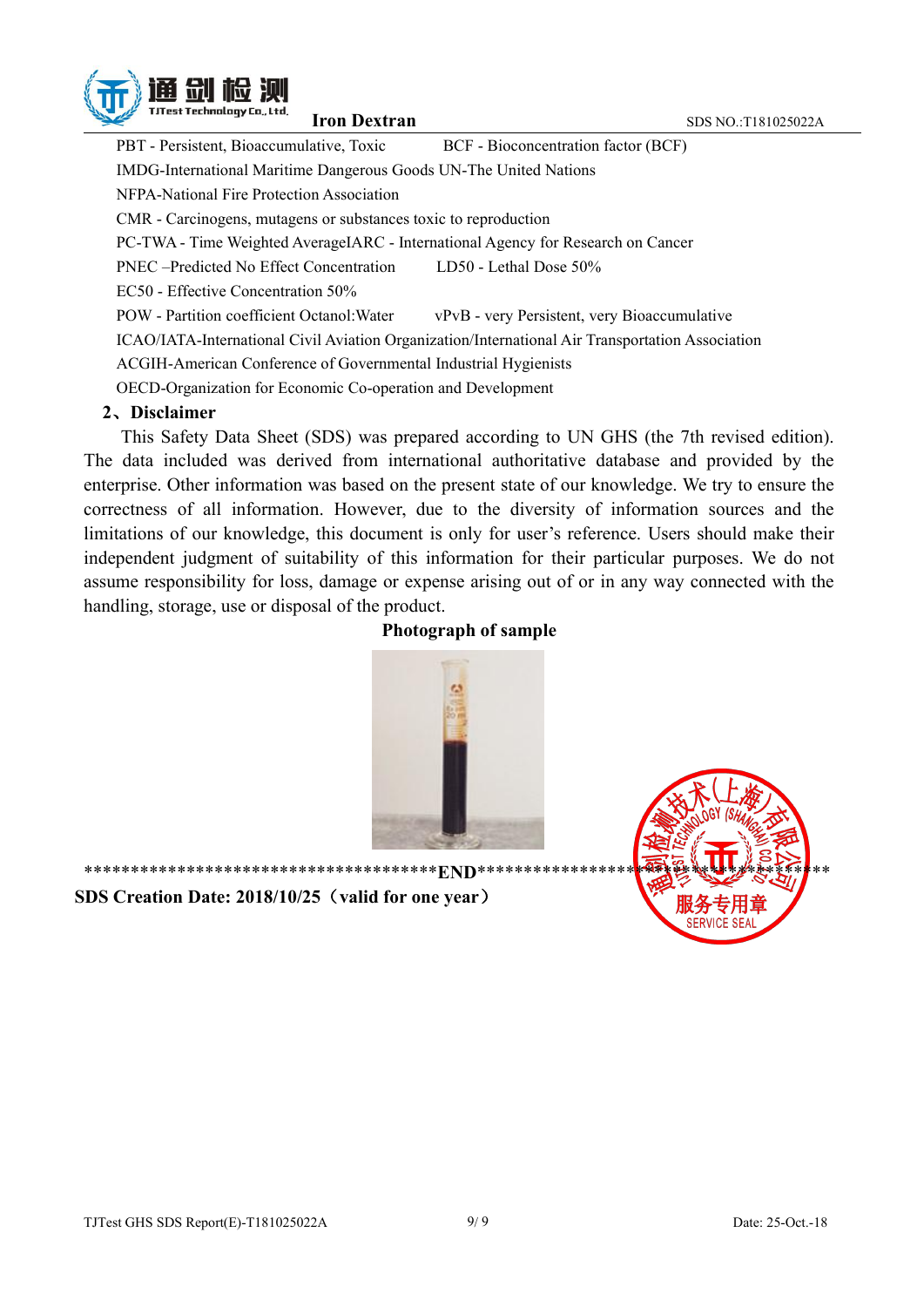PBT - Persistent, Bioaccumulative, Toxic BCF - Bioconcentration factor (BCF)

IMDG-International Maritime Dangerous Goods UN-The United Nations

NFPA-National Fire Protection Association

CMR - Carcinogens, mutagens or substances toxic to reproduction

PC-TWA - Time Weighted AverageIARC - International Agency for Research on Cancer

PNEC –Predicted No Effect Concentration LD50 - Lethal Dose 50%

EC50 - Effective Concentration 50%

POW - Partition coefficient Octanol:Water vPvB - very Persistent, very Bioaccumulative

ICAO/IATA-International Civil Aviation Organization/International Air Transportation Association

ACGIH-American Conference of Governmental Industrial Hygienists

OECD-Organization for Economic Co-operation and Development

**2、Disclaimer**

This Safety Data Sheet (SDS) was prepared according to UN GHS (the 7th revised edition). The data included was derived from international authoritative database and provided by the enterprise. Other information was based on the present state of our knowledge. We try to ensure the correctness of all information. However, due to the diversity of information sources and the limitations of our knowledge, this document is only for user's reference. Users should make their independent judgment of suitability of this information for their particular purposes. We do not assume responsibility for loss, damage or expense arising out of or in any way connected with the handling, storage, use or disposal of the product.

**Photograph of sample**

*************************************END*************************************

**SDS Creation Date: 2018/10/25（valid for one year）**